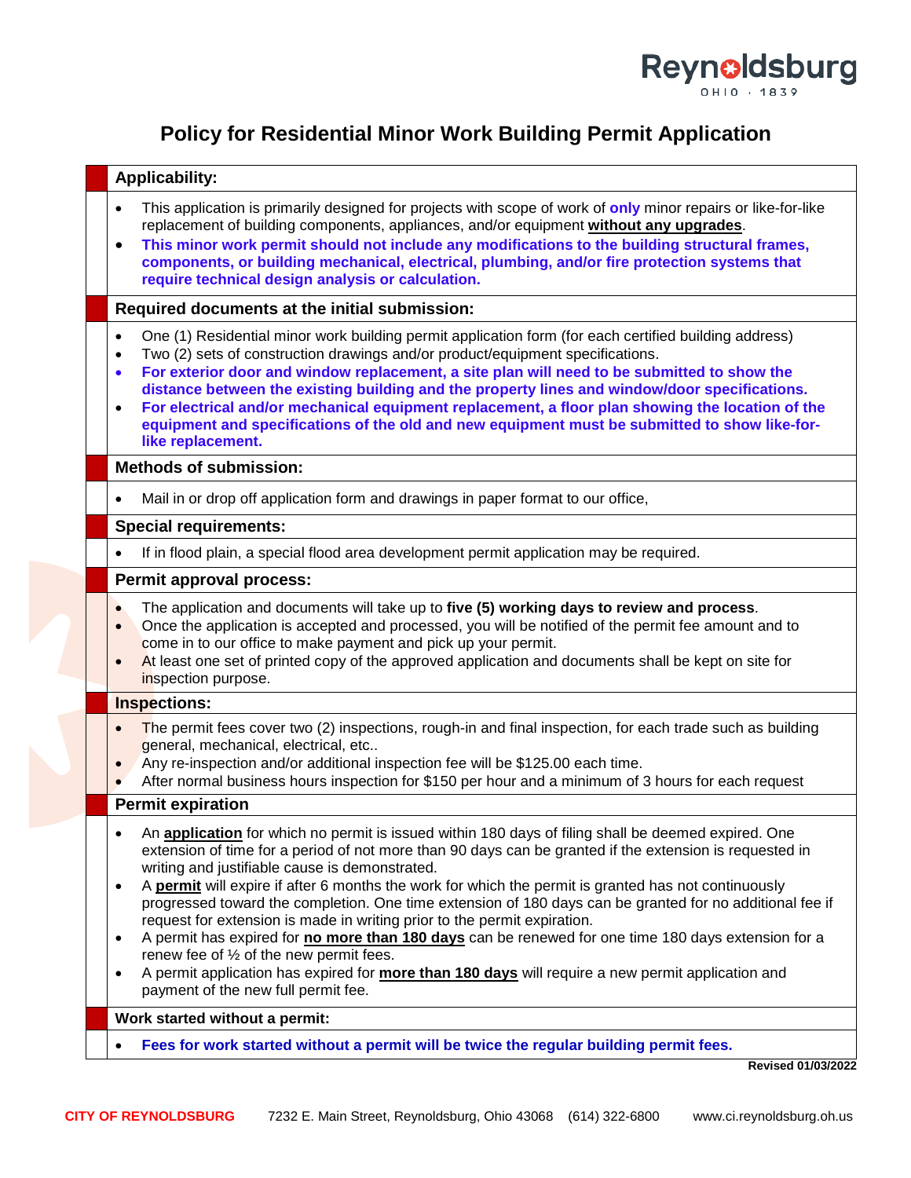# Policy for Residential Minor Work Building Permit Application

## Applicability:

- This application is primarily designed for projects with scope of work of **only** minor repairs or like-for-like replacement of building components, appliances, and/or equipment **without any upgrades**.
- **This minor work permit should not include any modifications to the building structural frames, components, or building mechanical, electrical, plumbing, and/or fire protection systems that require technical design analysis or calculation.**

## Required documents at the initial submission:

- One (1) Residential minor work building permit application form (for each certified building address)
- Two (2) sets of construction drawings and/or product/equipment specifications.
- **For exterior door and window replacement, a site plan will need to be submitted to show the distance between the existing building and the property lines and window/door specifications.**
- **For electrical and/or mechanical equipment replacement, a floor plan showing the location of the equipment and specifications of the old and new equipment must be submitted to show like-for-like replacement.**

## Methods of submission:

- Mail in or drop off application form and drawings in paper format to our office,

## Special requirements:

- If in flood plain, a special flood area development permit application may be required.

## Permit approval process:

- The application and documents will take up to **five (5) working days to review and process**.
- Once the application is accepted and processed, you will be notified of the permit fee amount and to come in to our office to make payment and pick up your permit.
- At least one set of printed copy of the approved application and documents shall be kept on site for inspection purpose.

## Inspections:

- The permit fees cover two (2) inspections, rough-in and final inspection, for each trade such as building general, mechanical, electrical, etc..
- Any re-inspection and/or additional inspection fee will be $125.00 each time.
- After normal business hours inspection for $150 per hour and a minimum of 3 hours for each request

## Permit expiration

- An **application** for which no permit is issued within 180 days of filing shall be deemed expired. One extension of time for a period of not more than 90 days can be granted if the extension is requested in writing and justifiable cause is demonstrated.
- A **permit** will expire if after 6 months the work for which the permit is granted has not continuously progressed toward the completion. One time extension of 180 days can be granted for no additional fee if request for extension is made in writing prior to the permit expiration.
- A permit has expired for **no more than 180 days** can be renewed for one time 180 days extension for a renew fee of ½ of the new permit fees.
- A permit application has expired for **more than 180 days** will require a new permit application and payment of the new full permit fee.

## Work started without a permit:

- **Fees for work started without a permit will be twice the regular building permit fees.**

**Revised 01/03/2022**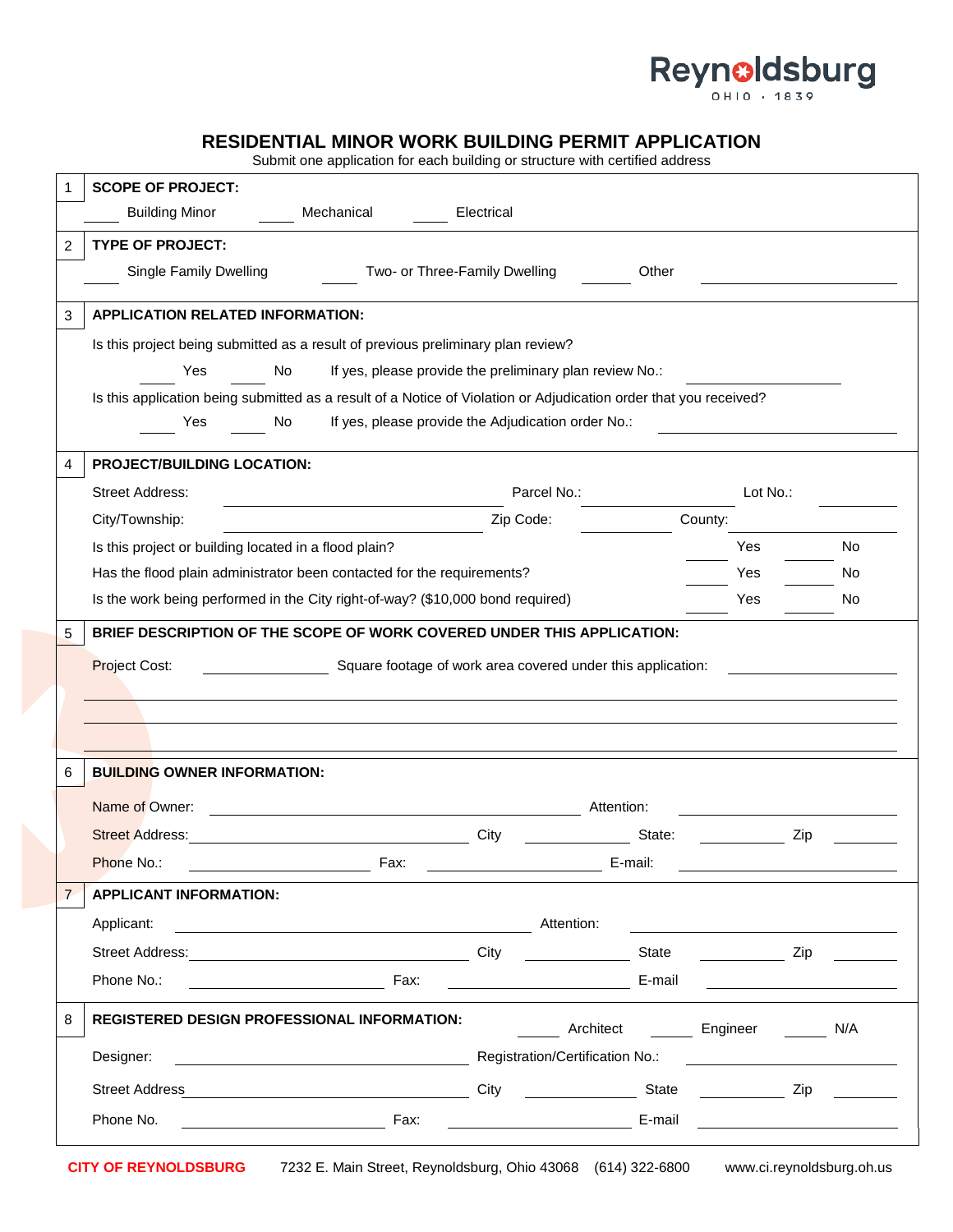Reynoldsburg
OHIO · 1839

# RESIDENTIAL MINOR WORK BUILDING PERMIT APPLICATION

Submit one application for each building or structure with certified address

**1 SCOPE OF PROJECT:**

_____ Building Minor _____ Mechanical _____ Electrical

**2 TYPE OF PROJECT:**

_____ Single Family Dwelling _____ Two- or Three-Family Dwelling _____ Other _______________

**3 APPLICATION RELATED INFORMATION:**

Is this project being submitted as a result of previous preliminary plan review?

_____ Yes _____ No If yes, please provide the preliminary plan review No.: _______________

Is this application being submitted as a result of a Notice of Violation or Adjudication order that you received?

_____ Yes _____ No If yes, please provide the Adjudication order No.: _______________

**4 PROJECT/BUILDING LOCATION:**

Street Address: _______________ Parcel No.: _______________ Lot No.: _______________

City/Township: _______________ Zip Code: _______________ County: _______________

Is this project or building located in a flood plain? _____ Yes _____ No

Has the flood plain administrator been contacted for the requirements? _____ Yes _____ No

Is the work being performed in the City right-of-way? ($10,000 bond required) _____ Yes _____ No

**5 BRIEF DESCRIPTION OF THE SCOPE OF WORK COVERED UNDER THIS APPLICATION:**

Project Cost: _______________ Square footage of work area covered under this application: _______________

_______________________________________________

_______________________________________________

_______________________________________________

**6 BUILDING OWNER INFORMATION:**

Name of Owner: _______________ Attention: _______________

Street Address: _______________ City _______________ State: _______________ Zip _______________

Phone No.: _______________ Fax: _______________ E-mail: _______________

**7 APPLICANT INFORMATION:**

Applicant: _______________ Attention: _______________

Street Address: _______________ City _______________ State _______________ Zip _______________

Phone No.: _______________ Fax: _______________ E-mail _______________

**8 REGISTERED DESIGN PROFESSIONAL INFORMATION:** _____ Architect _____ Engineer _____ N/A

Designer: _______________ Registration/Certification No.: _______________

Street Address _______________ City _______________ State _______________ Zip _______________

Phone No. _______________ Fax: _______________ E-mail _______________

**CITY OF REYNOLDSBURG** 7232 E. Main Street, Reynoldsburg, Ohio 43068 (614) 322-6800 www.ci.reynoldsburg.oh.us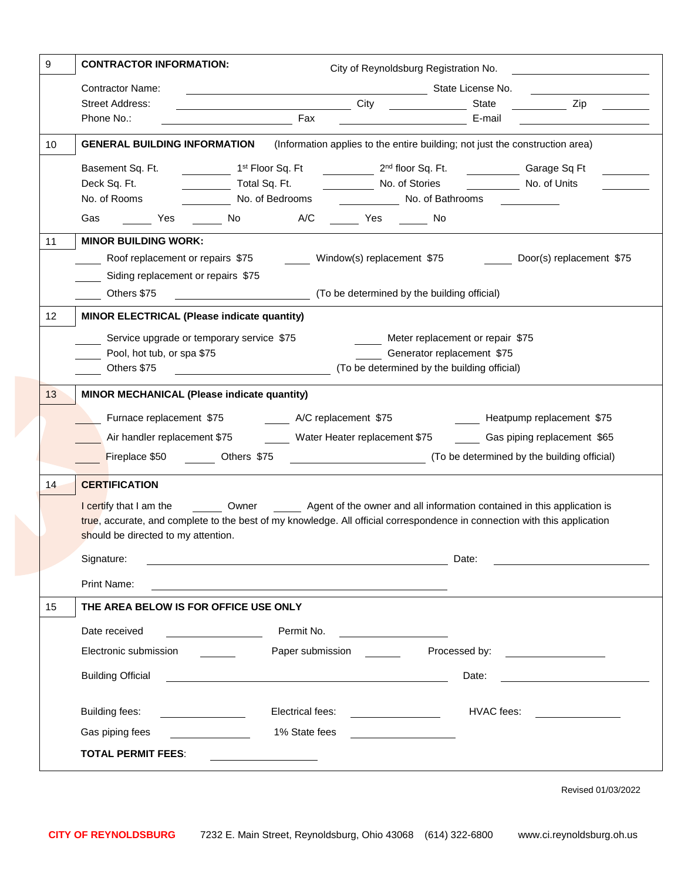## 9 CONTRACTOR INFORMATION:

City of Reynoldsburg Registration No. ____________

Contractor Name: ____________ State License No. ____________

Street Address: ____________ City ____________ State ____________ Zip ____________

Phone No.: ____________ Fax ____________ E-mail ____________

## 10 GENERAL BUILDING INFORMATION

(Information applies to the entire building; not just the construction area)

Basement Sq. Ft. ________ 1st Floor Sq. Ft ________ 2nd floor Sq. Ft. ________ Garage Sq Ft ________

Deck Sq. Ft. ________ Total Sq. Ft. ________ No. of Stories ________ No. of Units ________

No. of Rooms ________ No. of Bedrooms ________ No. of Bathrooms ________

Gas ____ Yes ____ No A/C ____ Yes ____ No

## 11 MINOR BUILDING WORK:

____ Roof replacement or repairs $75 ____ Window(s) replacement $75 ____ Door(s) replacement $75

____ Siding replacement or repairs $75

____ Others $75 ____________ (To be determined by the building official)

## 12 MINOR ELECTRICAL (Please indicate quantity)

____ Service upgrade or temporary service $75 ____ Meter replacement or repair $75

____ Pool, hot tub, or spa $75 ____ Generator replacement $75

____ Others $75 ____________ (To be determined by the building official)

## 13 MINOR MECHANICAL (Please indicate quantity)

____ Furnace replacement $75 ____ A/C replacement $75 ____ Heatpump replacement $75

____ Air handler replacement $75 ____ Water Heater replacement $75 ____ Gas piping replacement $65

____ Fireplace $50 ____ Others $75 ____________ (To be determined by the building official)

## 14 CERTIFICATION

I certify that I am the ____ Owner ____ Agent of the owner and all information contained in this application is true, accurate, and complete to the best of my knowledge. All official correspondence in connection with this application should be directed to my attention.

Signature: ____________ Date: ____________

Print Name: ____________

## 15 THE AREA BELOW IS FOR OFFICE USE ONLY

Date received ____________ Permit No. ____________

Electronic submission ______ Paper submission ______ Processed by: ____________

Building Official ____________ Date: ____________

Building fees: ____________ Electrical fees: ____________ HVAC fees: ____________

Gas piping fees ____________ 1% State fees ____________

**TOTAL PERMIT FEES**: ____________

Revised 01/03/2022

**CITY OF REYNOLDSBURG** 7232 E. Main Street, Reynoldsburg, Ohio 43068 (614) 322-6800 www.ci.reynoldsburg.oh.us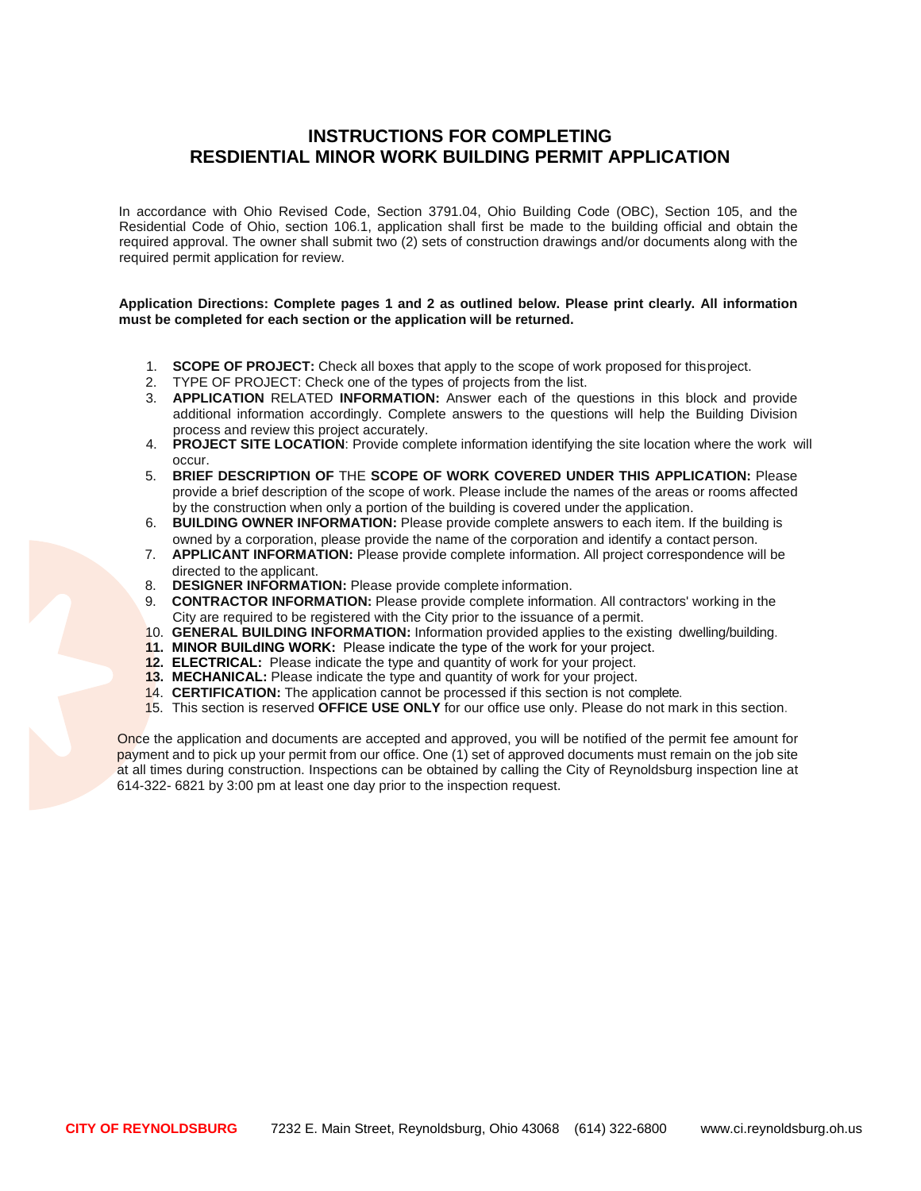# INSTRUCTIONS FOR COMPLETING RESDIENTIAL MINOR WORK BUILDING PERMIT APPLICATION

In accordance with Ohio Revised Code, Section 3791.04, Ohio Building Code (OBC), Section 105, and the Residential Code of Ohio, section 106.1, application shall first be made to the building official and obtain the required approval. The owner shall submit two (2) sets of construction drawings and/or documents along with the required permit application for review.

**Application Directions: Complete pages 1 and 2 as outlined below. Please print clearly. All information must be completed for each section or the application will be returned.**

1. **SCOPE OF PROJECT:** Check all boxes that apply to the scope of work proposed for thisproject.
2. TYPE OF PROJECT: Check one of the types of projects from the list.
3. **APPLICATION** RELATED **INFORMATION:** Answer each of the questions in this block and provide additional information accordingly. Complete answers to the questions will help the Building Division process and review this project accurately.
4. **PROJECT SITE LOCATION**: Provide complete information identifying the site location where the work will occur.
5. **BRIEF DESCRIPTION OF** THE **SCOPE OF WORK COVERED UNDER THIS APPLICATION:** Please provide a brief description of the scope of work. Please include the names of the areas or rooms affected by the construction when only a portion of the building is covered under the application.
6. **BUILDING OWNER INFORMATION:** Please provide complete answers to each item. If the building is owned by a corporation, please provide the name of the corporation and identify a contact person.
7. **APPLICANT INFORMATION:** Please provide complete information. All project correspondence will be directed to the applicant.
8. **DESIGNER INFORMATION:** Please provide complete information.
9. **CONTRACTOR INFORMATION:** Please provide complete information. All contractors' working in the City are required to be registered with the City prior to the issuance of a permit.
10. **GENERAL BUILDING INFORMATION:** Information provided applies to the existing dwelling/building.
11. **MINOR BUILdING WORK:** Please indicate the type of the work for your project.
12. **ELECTRICAL:** Please indicate the type and quantity of work for your project.
13. **MECHANICAL:** Please indicate the type and quantity of work for your project.
14. **CERTIFICATION:** The application cannot be processed if this section is not complete.
15. This section is reserved **OFFICE USE ONLY** for our office use only. Please do not mark in this section.

Once the application and documents are accepted and approved, you will be notified of the permit fee amount for payment and to pick up your permit from our office. One (1) set of approved documents must remain on the job site at all times during construction. Inspections can be obtained by calling the City of Reynoldsburg inspection line at 614-322- 6821 by 3:00 pm at least one day prior to the inspection request.

**CITY OF REYNOLDSBURG** 7232 E. Main Street, Reynoldsburg, Ohio 43068 (614) 322-6800 www.ci.reynoldsburg.oh.us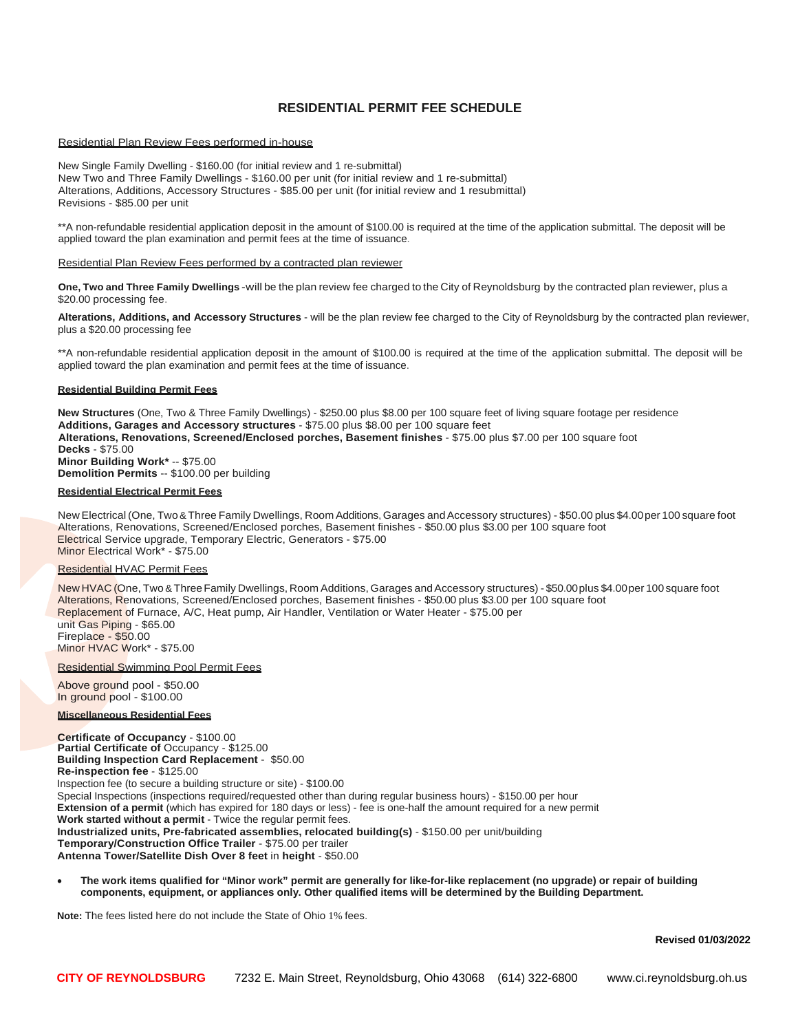# RESIDENTIAL PERMIT FEE SCHEDULE

Residential Plan Review Fees performed in-house

New Single Family Dwelling - $160.00 (for initial review and 1 re-submittal)
New Two and Three Family Dwellings - $160.00 per unit (for initial review and 1 re-submittal)
Alterations, Additions, Accessory Structures - $85.00 per unit (for initial review and 1 resubmittal)
Revisions - $85.00 per unit

**A non-refundable residential application deposit in the amount of $100.00 is required at the time of the application submittal. The deposit will be applied toward the plan examination and permit fees at the time of issuance.

Residential Plan Review Fees performed by a contracted plan reviewer

**One, Two and Three Family Dwellings** -will be the plan review fee charged to the City of Reynoldsburg by the contracted plan reviewer, plus a $20.00 processing fee.

**Alterations, Additions, and Accessory Structures** - will be the plan review fee charged to the City of Reynoldsburg by the contracted plan reviewer, plus a $20.00 processing fee

**A non-refundable residential application deposit in the amount of $100.00 is required at the time of the application submittal. The deposit will be applied toward the plan examination and permit fees at the time of issuance.

**Residential Building Permit Fees**

**New Structures** (One, Two & Three Family Dwellings) - $250.00 plus $8.00 per 100 square feet of living square footage per residence
**Additions, Garages and Accessory structures** - $75.00 plus $8.00 per 100 square feet
**Alterations, Renovations, Screened/Enclosed porches, Basement finishes** - $75.00 plus $7.00 per 100 square foot
**Decks** - $75.00
**Minor Building Work*** -- $75.00
**Demolition Permits** -- $100.00 per building

**Residential Electrical Permit Fees**

New Electrical (One, Two & Three Family Dwellings, Room Additions, Garages and Accessory structures) - $50.00 plus $4.00 per 100 square foot
Alterations, Renovations, Screened/Enclosed porches, Basement finishes - $50.00 plus $3.00 per 100 square foot
Electrical Service upgrade, Temporary Electric, Generators - $75.00
Minor Electrical Work* - $75.00

Residential HVAC Permit Fees

New HVAC (One, Two & Three Family Dwellings, Room Additions, Garages and Accessory structures) - $50.00 plus $4.00 per 100 square foot
Alterations, Renovations, Screened/Enclosed porches, Basement finishes - $50.00 plus $3.00 per 100 square foot
Replacement of Furnace, A/C, Heat pump, Air Handler, Ventilation or Water Heater - $75.00 per unit
Gas Piping - $65.00
Fireplace - $50.00
Minor HVAC Work* - $75.00

Residential Swimming Pool Permit Fees

Above ground pool - $50.00
In ground pool - $100.00

**Miscellaneous Residential Fees**

**Certificate of Occupancy** - $100.00
**Partial Certificate of** Occupancy - $125.00
**Building Inspection Card Replacement** - $50.00
**Re-inspection fee** - $125.00
Inspection fee (to secure a building structure or site) - $100.00
Special Inspections (inspections required/requested other than during regular business hours) - $150.00 per hour
**Extension of a permit** (which has expired for 180 days or less) - fee is one-half the amount required for a new permit
**Work started without a permit** - Twice the regular permit fees.
**Industrialized units, Pre-fabricated assemblies, relocated building(s)** - $150.00 per unit/building
**Temporary/Construction Office Trailer** - $75.00 per trailer
**Antenna Tower/Satellite Dish Over 8 feet** in **height** - $50.00

- **The work items qualified for "Minor work" permit are generally for like-for-like replacement (no upgrade) or repair of building components, equipment, or appliances only. Other qualified items will be determined by the Building Department.**

**Note:** The fees listed here do not include the State of Ohio 1% fees.

**Revised 01/03/2022**

**CITY OF REYNOLDSBURG** 7232 E. Main Street, Reynoldsburg, Ohio 43068 (614) 322-6800 www.ci.reynoldsburg.oh.us